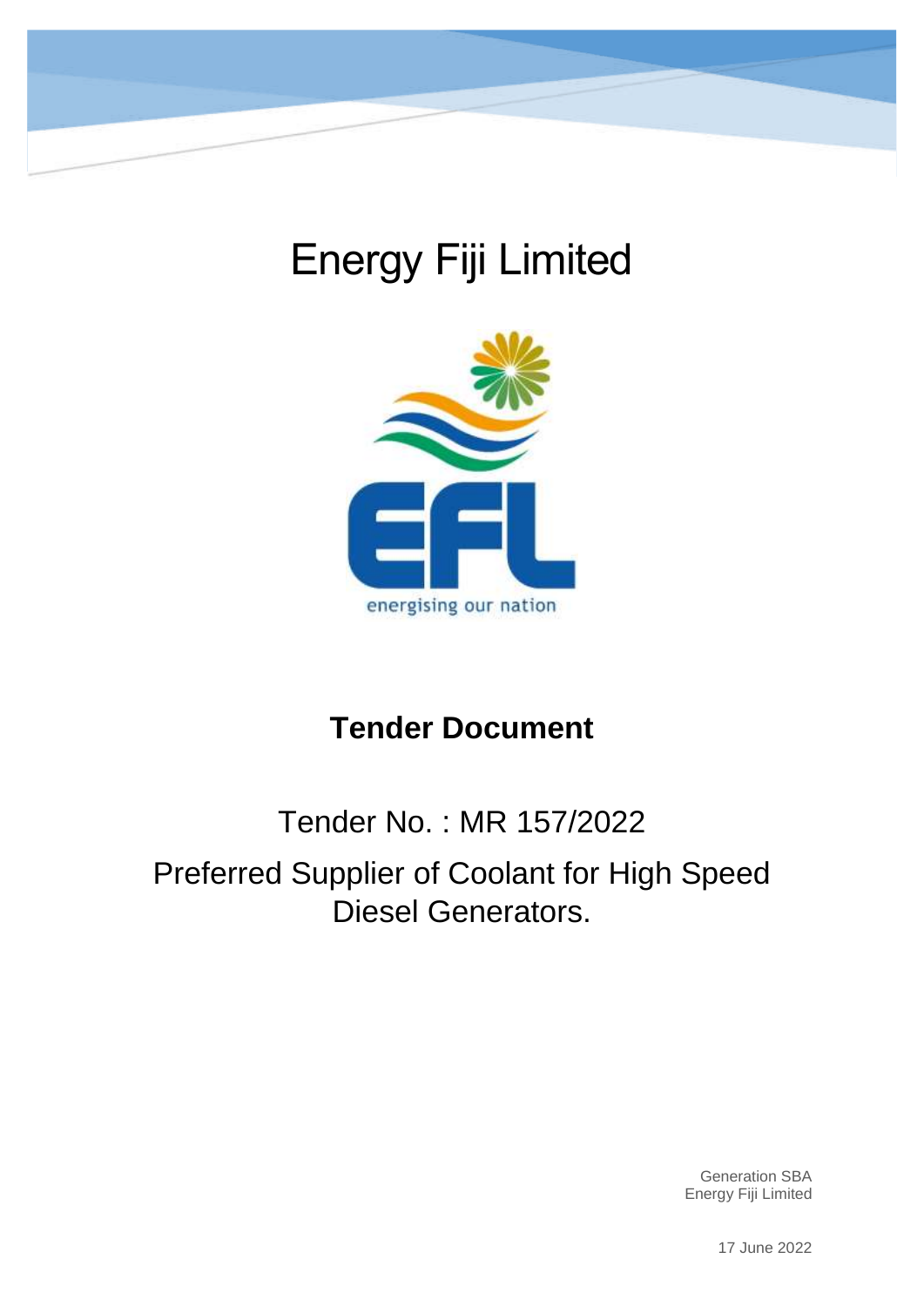# Energy Fiji Limited

energising our nation

## Tender Document

Tender No. : MR 157/2022

Preferred Supplier of Coolant for High Speed Diesel Generators.

Generation SBA
Energy Fiji Limited

17 June 2022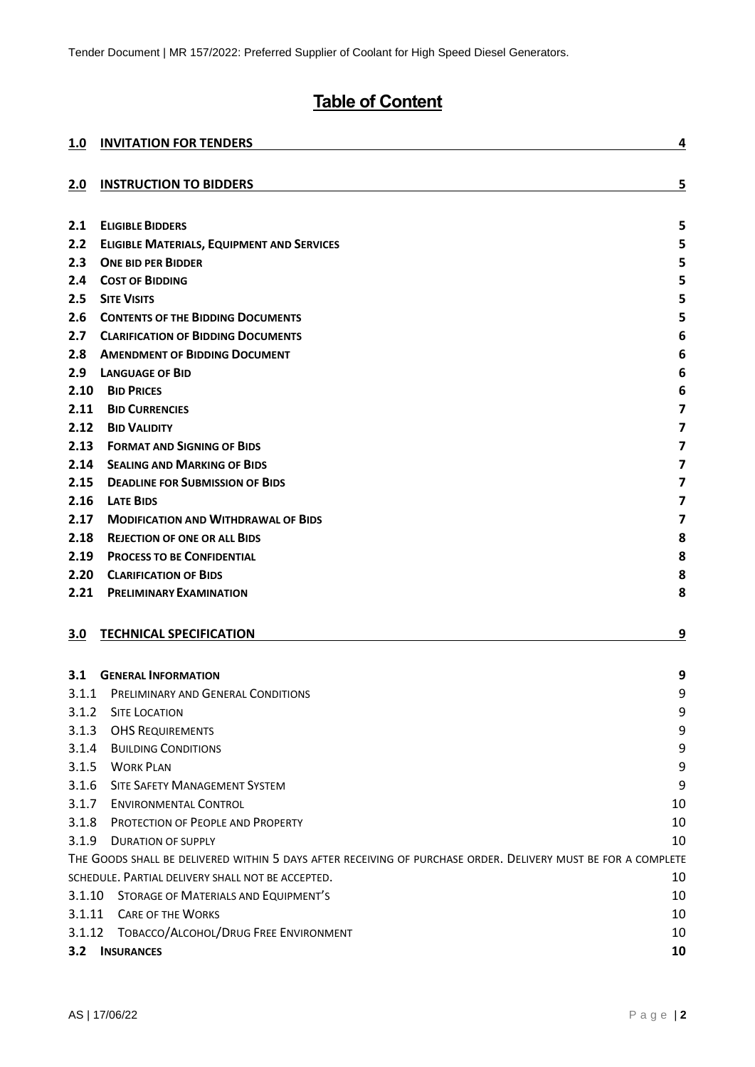# Table of Content

| | | |
|---|---|---|
| **1.0** | **INVITATION FOR TENDERS** | **4** |
| **2.0** | **INSTRUCTION TO BIDDERS** | **5** |
| **2.1** | **ELIGIBLE BIDDERS** | **5** |
| **2.2** | **ELIGIBLE MATERIALS, EQUIPMENT AND SERVICES** | **5** |
| **2.3** | **ONE BID PER BIDDER** | **5** |
| **2.4** | **COST OF BIDDING** | **5** |
| **2.5** | **SITE VISITS** | **5** |
| **2.6** | **CONTENTS OF THE BIDDING DOCUMENTS** | **5** |
| **2.7** | **CLARIFICATION OF BIDDING DOCUMENTS** | **6** |
| **2.8** | **AMENDMENT OF BIDDING DOCUMENT** | **6** |
| **2.9** | **LANGUAGE OF BID** | **6** |
| **2.10** | **BID PRICES** | **6** |
| **2.11** | **BID CURRENCIES** | **7** |
| **2.12** | **BID VALIDITY** | **7** |
| **2.13** | **FORMAT AND SIGNING OF BIDS** | **7** |
| **2.14** | **SEALING AND MARKING OF BIDS** | **7** |
| **2.15** | **DEADLINE FOR SUBMISSION OF BIDS** | **7** |
| **2.16** | **LATE BIDS** | **7** |
| **2.17** | **MODIFICATION AND WITHDRAWAL OF BIDS** | **7** |
| **2.18** | **REJECTION OF ONE OR ALL BIDS** | **8** |
| **2.19** | **PROCESS TO BE CONFIDENTIAL** | **8** |
| **2.20** | **CLARIFICATION OF BIDS** | **8** |
| **2.21** | **PRELIMINARY EXAMINATION** | **8** |
| **3.0** | **TECHNICAL SPECIFICATION** | **9** |
| **3.1** | **GENERAL INFORMATION** | **9** |
| 3.1.1 | PRELIMINARY AND GENERAL CONDITIONS | 9 |
| 3.1.2 | SITE LOCATION | 9 |
| 3.1.3 | OHS REQUIREMENTS | 9 |
| 3.1.4 | BUILDING CONDITIONS | 9 |
| 3.1.5 | WORK PLAN | 9 |
| 3.1.6 | SITE SAFETY MANAGEMENT SYSTEM | 9 |
| 3.1.7 | ENVIRONMENTAL CONTROL | 10 |
| 3.1.8 | PROTECTION OF PEOPLE AND PROPERTY | 10 |
| 3.1.9 | DURATION OF SUPPLY | 10 |
| | THE GOODS SHALL BE DELIVERED WITHIN 5 DAYS AFTER RECEIVING OF PURCHASE ORDER. DELIVERY MUST BE FOR A COMPLETE SCHEDULE. PARTIAL DELIVERY SHALL NOT BE ACCEPTED. | 10 |
| 3.1.10 | STORAGE OF MATERIALS AND EQUIPMENT'S | 10 |
| 3.1.11 | CARE OF THE WORKS | 10 |
| 3.1.12 | TOBACCO/ALCOHOL/DRUG FREE ENVIRONMENT | 10 |
| **3.2** | **INSURANCES** | **10** |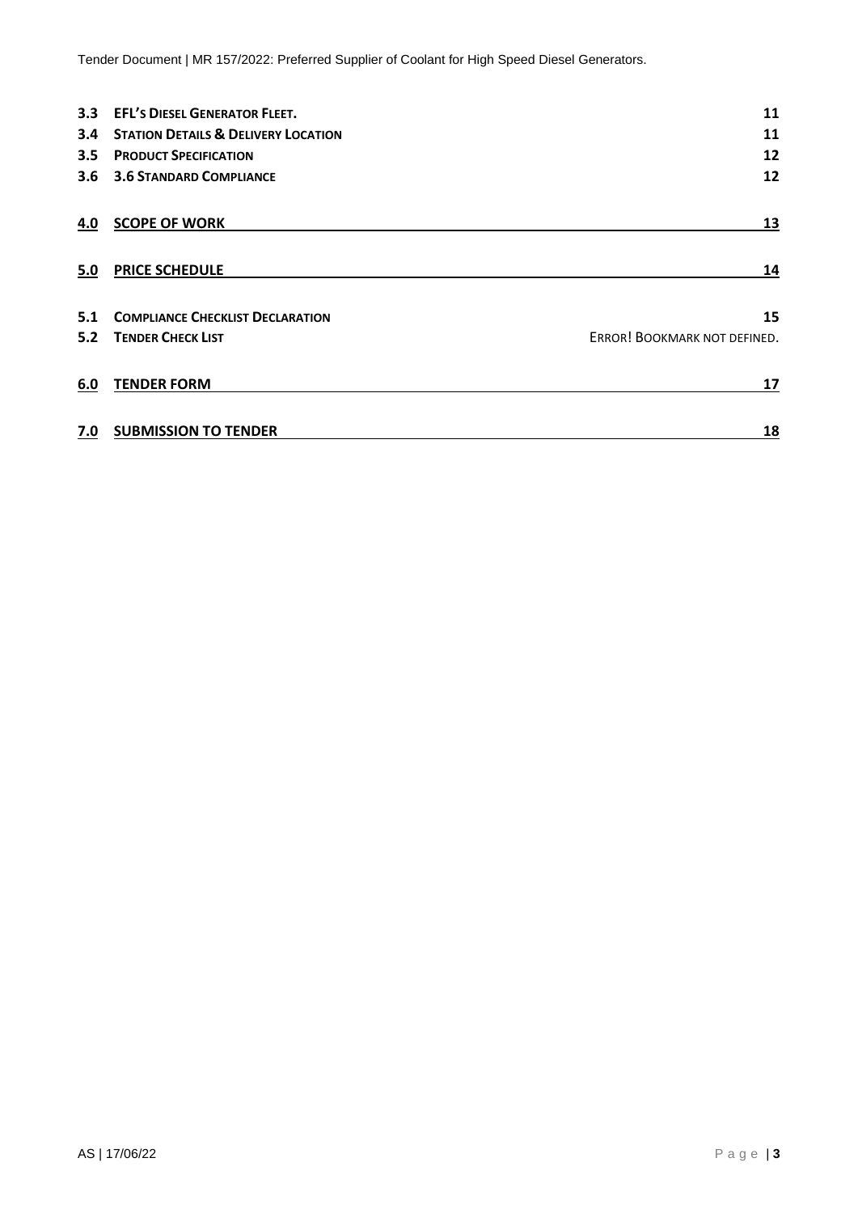| | | |
|---|---|---|
| 3.3 | EFL'S DIESEL GENERATOR FLEET. | 11 |
| 3.4 | STATION DETAILS & DELIVERY LOCATION | 11 |
| 3.5 | PRODUCT SPECIFICATION | 12 |
| 3.6 | 3.6 STANDARD COMPLIANCE | 12 |
| **4.0** | **SCOPE OF WORK** | **13** |
| **5.0** | **PRICE SCHEDULE** | **14** |
| 5.1 | COMPLIANCE CHECKLIST DECLARATION | 15 |
| 5.2 | TENDER CHECK LIST | ERROR! BOOKMARK NOT DEFINED. |
| **6.0** | **TENDER FORM** | **17** |
| **7.0** | **SUBMISSION TO TENDER** | **18** |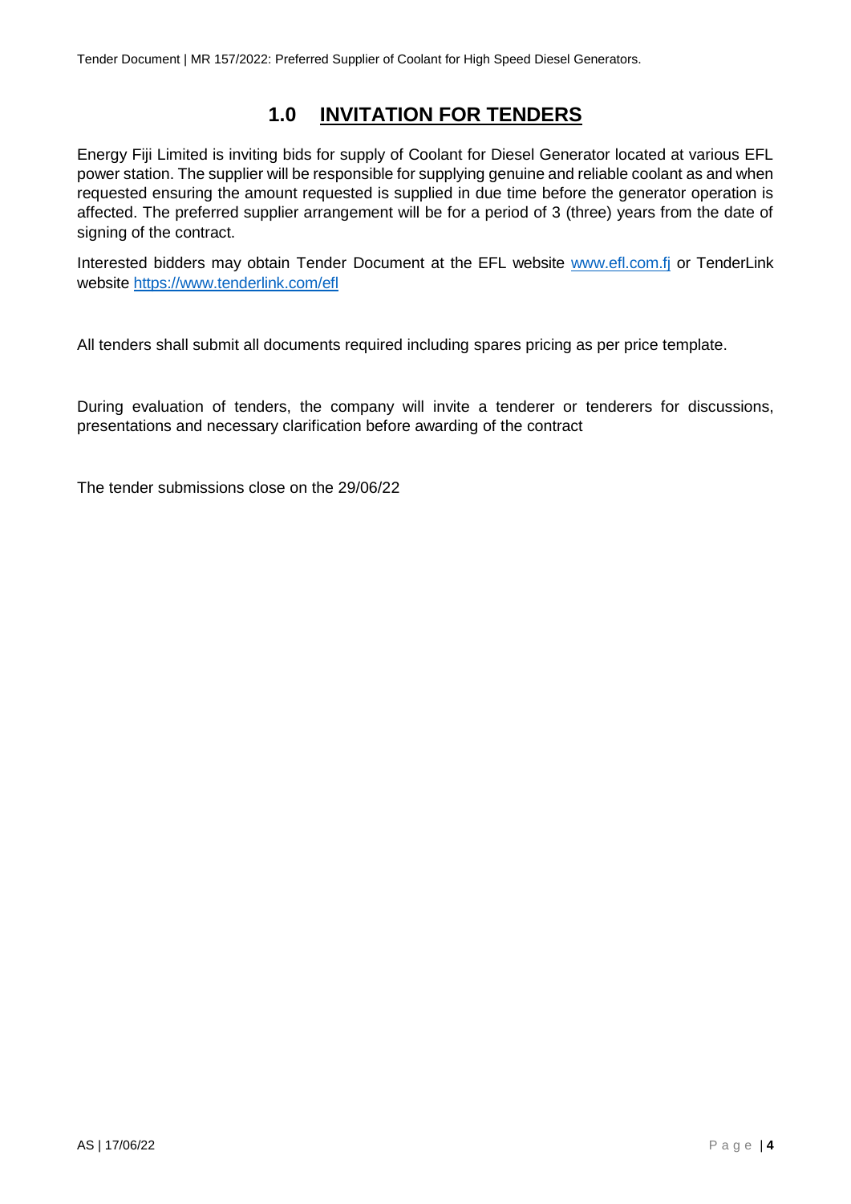# 1.0 INVITATION FOR TENDERS

Energy Fiji Limited is inviting bids for supply of Coolant for Diesel Generator located at various EFL power station. The supplier will be responsible for supplying genuine and reliable coolant as and when requested ensuring the amount requested is supplied in due time before the generator operation is affected. The preferred supplier arrangement will be for a period of 3 (three) years from the date of signing of the contract.

Interested bidders may obtain Tender Document at the EFL website www.efl.com.fj or TenderLink website https://www.tenderlink.com/efl

All tenders shall submit all documents required including spares pricing as per price template.

During evaluation of tenders, the company will invite a tenderer or tenderers for discussions, presentations and necessary clarification before awarding of the contract

The tender submissions close on the 29/06/22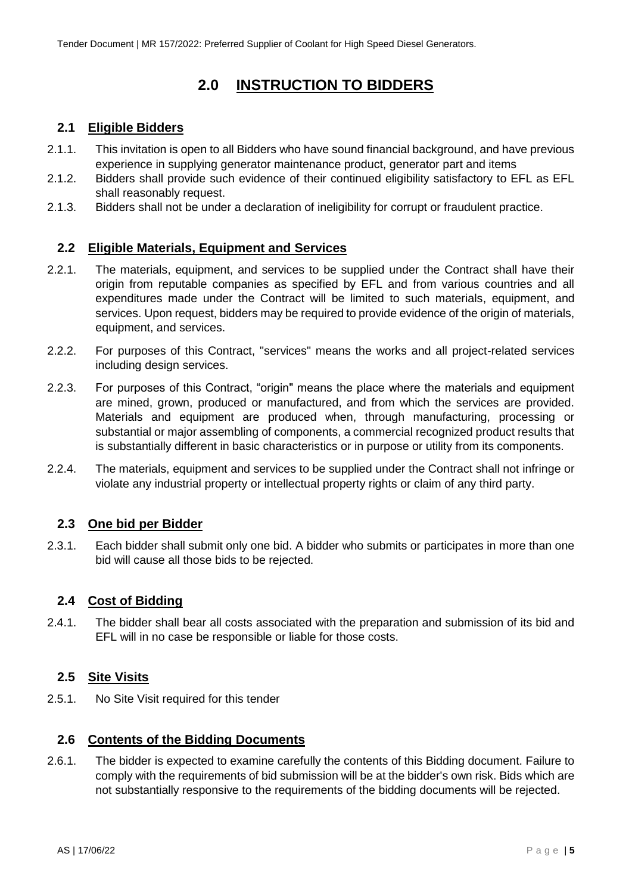# 2.0 INSTRUCTION TO BIDDERS

## 2.1 Eligible Bidders

2.1.1. This invitation is open to all Bidders who have sound financial background, and have previous experience in supplying generator maintenance product, generator part and items

2.1.2. Bidders shall provide such evidence of their continued eligibility satisfactory to EFL as EFL shall reasonably request.

2.1.3. Bidders shall not be under a declaration of ineligibility for corrupt or fraudulent practice.

## 2.2 Eligible Materials, Equipment and Services

2.2.1. The materials, equipment, and services to be supplied under the Contract shall have their origin from reputable companies as specified by EFL and from various countries and all expenditures made under the Contract will be limited to such materials, equipment, and services. Upon request, bidders may be required to provide evidence of the origin of materials, equipment, and services.

2.2.2. For purposes of this Contract, "services" means the works and all project-related services including design services.

2.2.3. For purposes of this Contract, "origin" means the place where the materials and equipment are mined, grown, produced or manufactured, and from which the services are provided. Materials and equipment are produced when, through manufacturing, processing or substantial or major assembling of components, a commercial recognized product results that is substantially different in basic characteristics or in purpose or utility from its components.

2.2.4. The materials, equipment and services to be supplied under the Contract shall not infringe or violate any industrial property or intellectual property rights or claim of any third party.

## 2.3 One bid per Bidder

2.3.1. Each bidder shall submit only one bid. A bidder who submits or participates in more than one bid will cause all those bids to be rejected.

## 2.4 Cost of Bidding

2.4.1. The bidder shall bear all costs associated with the preparation and submission of its bid and EFL will in no case be responsible or liable for those costs.

## 2.5 Site Visits

2.5.1. No Site Visit required for this tender

## 2.6 Contents of the Bidding Documents

2.6.1. The bidder is expected to examine carefully the contents of this Bidding document. Failure to comply with the requirements of bid submission will be at the bidder's own risk. Bids which are not substantially responsive to the requirements of the bidding documents will be rejected.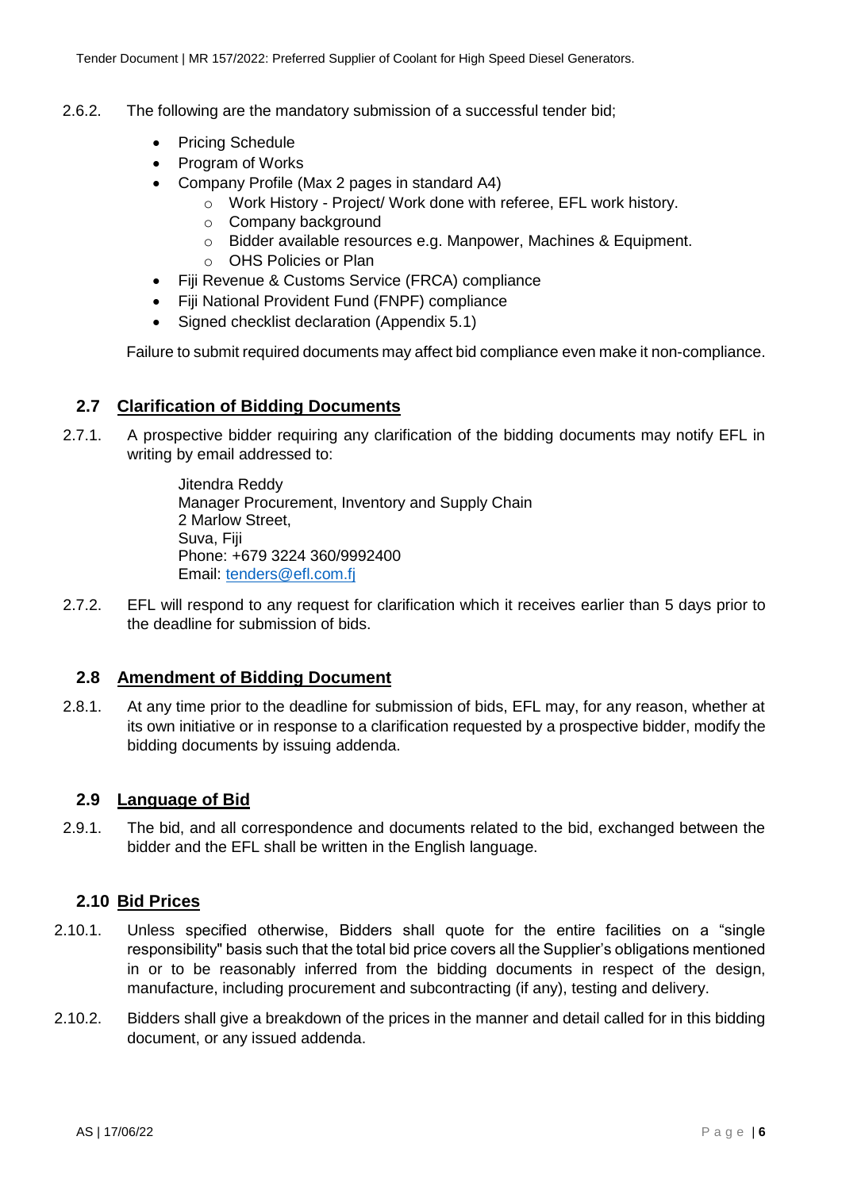2.6.2. The following are the mandatory submission of a successful tender bid;

- Pricing Schedule
- Program of Works
- Company Profile (Max 2 pages in standard A4)
  - Work History - Project/ Work done with referee, EFL work history.
  - Company background
  - Bidder available resources e.g. Manpower, Machines & Equipment.
  - OHS Policies or Plan
- Fiji Revenue & Customs Service (FRCA) compliance
- Fiji National Provident Fund (FNPF) compliance
- Signed checklist declaration (Appendix 5.1)

Failure to submit required documents may affect bid compliance even make it non-compliance.

## 2.7 Clarification of Bidding Documents

2.7.1. A prospective bidder requiring any clarification of the bidding documents may notify EFL in writing by email addressed to:

Jitendra Reddy
Manager Procurement, Inventory and Supply Chain
2 Marlow Street,
Suva, Fiji
Phone: +679 3224 360/9992400
Email: tenders@efl.com.fj

2.7.2. EFL will respond to any request for clarification which it receives earlier than 5 days prior to the deadline for submission of bids.

## 2.8 Amendment of Bidding Document

2.8.1. At any time prior to the deadline for submission of bids, EFL may, for any reason, whether at its own initiative or in response to a clarification requested by a prospective bidder, modify the bidding documents by issuing addenda.

## 2.9 Language of Bid

2.9.1. The bid, and all correspondence and documents related to the bid, exchanged between the bidder and the EFL shall be written in the English language.

## 2.10 Bid Prices

2.10.1. Unless specified otherwise, Bidders shall quote for the entire facilities on a "single responsibility" basis such that the total bid price covers all the Supplier's obligations mentioned in or to be reasonably inferred from the bidding documents in respect of the design, manufacture, including procurement and subcontracting (if any), testing and delivery.

2.10.2. Bidders shall give a breakdown of the prices in the manner and detail called for in this bidding document, or any issued addenda.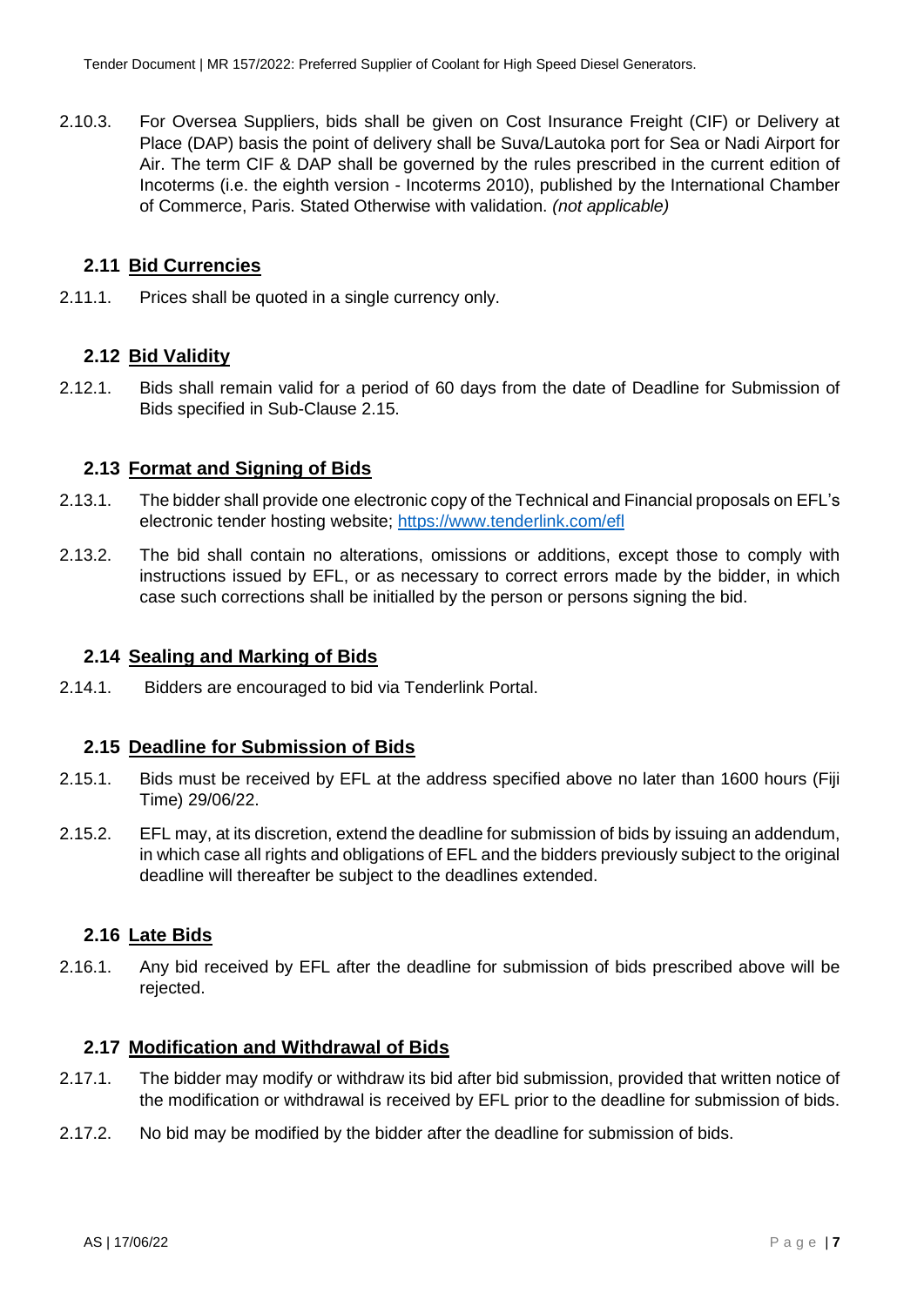2.10.3. For Oversea Suppliers, bids shall be given on Cost Insurance Freight (CIF) or Delivery at Place (DAP) basis the point of delivery shall be Suva/Lautoka port for Sea or Nadi Airport for Air. The term CIF & DAP shall be governed by the rules prescribed in the current edition of Incoterms (i.e. the eighth version - Incoterms 2010), published by the International Chamber of Commerce, Paris. Stated Otherwise with validation. *(not applicable)*

## 2.11 Bid Currencies

2.11.1. Prices shall be quoted in a single currency only.

## 2.12 Bid Validity

2.12.1. Bids shall remain valid for a period of 60 days from the date of Deadline for Submission of Bids specified in Sub-Clause 2.15.

## 2.13 Format and Signing of Bids

2.13.1. The bidder shall provide one electronic copy of the Technical and Financial proposals on EFL's electronic tender hosting website; https://www.tenderlink.com/efl

2.13.2. The bid shall contain no alterations, omissions or additions, except those to comply with instructions issued by EFL, or as necessary to correct errors made by the bidder, in which case such corrections shall be initialled by the person or persons signing the bid.

## 2.14 Sealing and Marking of Bids

2.14.1. Bidders are encouraged to bid via Tenderlink Portal.

## 2.15 Deadline for Submission of Bids

2.15.1. Bids must be received by EFL at the address specified above no later than 1600 hours (Fiji Time) 29/06/22.

2.15.2. EFL may, at its discretion, extend the deadline for submission of bids by issuing an addendum, in which case all rights and obligations of EFL and the bidders previously subject to the original deadline will thereafter be subject to the deadlines extended.

## 2.16 Late Bids

2.16.1. Any bid received by EFL after the deadline for submission of bids prescribed above will be rejected.

## 2.17 Modification and Withdrawal of Bids

2.17.1. The bidder may modify or withdraw its bid after bid submission, provided that written notice of the modification or withdrawal is received by EFL prior to the deadline for submission of bids.

2.17.2. No bid may be modified by the bidder after the deadline for submission of bids.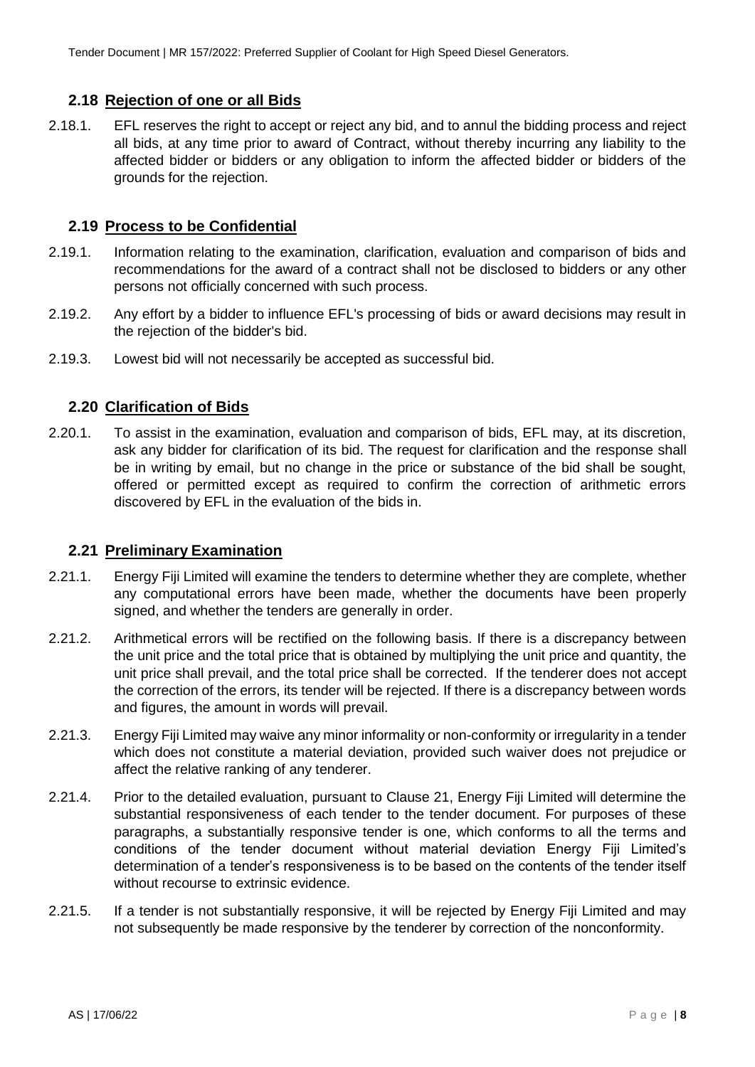## 2.18 Rejection of one or all Bids

2.18.1. EFL reserves the right to accept or reject any bid, and to annul the bidding process and reject all bids, at any time prior to award of Contract, without thereby incurring any liability to the affected bidder or bidders or any obligation to inform the affected bidder or bidders of the grounds for the rejection.

## 2.19 Process to be Confidential

2.19.1. Information relating to the examination, clarification, evaluation and comparison of bids and recommendations for the award of a contract shall not be disclosed to bidders or any other persons not officially concerned with such process.

2.19.2. Any effort by a bidder to influence EFL's processing of bids or award decisions may result in the rejection of the bidder's bid.

2.19.3. Lowest bid will not necessarily be accepted as successful bid.

## 2.20 Clarification of Bids

2.20.1. To assist in the examination, evaluation and comparison of bids, EFL may, at its discretion, ask any bidder for clarification of its bid. The request for clarification and the response shall be in writing by email, but no change in the price or substance of the bid shall be sought, offered or permitted except as required to confirm the correction of arithmetic errors discovered by EFL in the evaluation of the bids in.

## 2.21 Preliminary Examination

2.21.1. Energy Fiji Limited will examine the tenders to determine whether they are complete, whether any computational errors have been made, whether the documents have been properly signed, and whether the tenders are generally in order.

2.21.2. Arithmetical errors will be rectified on the following basis. If there is a discrepancy between the unit price and the total price that is obtained by multiplying the unit price and quantity, the unit price shall prevail, and the total price shall be corrected. If the tenderer does not accept the correction of the errors, its tender will be rejected. If there is a discrepancy between words and figures, the amount in words will prevail.

2.21.3. Energy Fiji Limited may waive any minor informality or non-conformity or irregularity in a tender which does not constitute a material deviation, provided such waiver does not prejudice or affect the relative ranking of any tenderer.

2.21.4. Prior to the detailed evaluation, pursuant to Clause 21, Energy Fiji Limited will determine the substantial responsiveness of each tender to the tender document. For purposes of these paragraphs, a substantially responsive tender is one, which conforms to all the terms and conditions of the tender document without material deviation Energy Fiji Limited's determination of a tender's responsiveness is to be based on the contents of the tender itself without recourse to extrinsic evidence.

2.21.5. If a tender is not substantially responsive, it will be rejected by Energy Fiji Limited and may not subsequently be made responsive by the tenderer by correction of the nonconformity.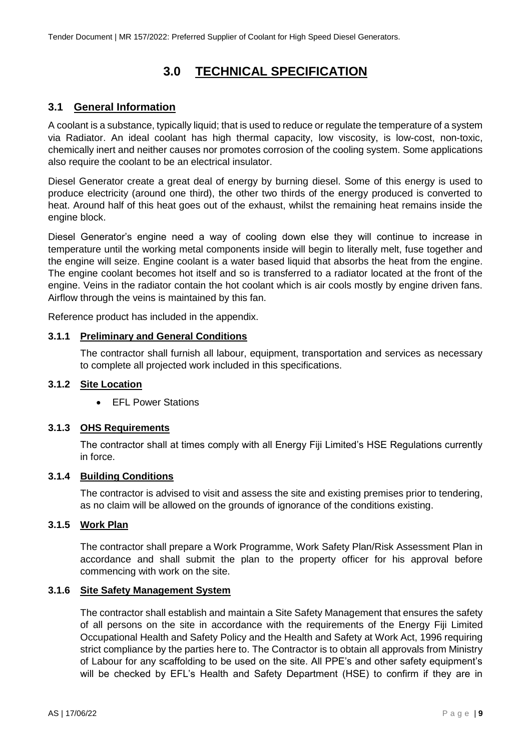# 3.0 TECHNICAL SPECIFICATION

## 3.1 General Information

A coolant is a substance, typically liquid; that is used to reduce or regulate the temperature of a system via Radiator. An ideal coolant has high thermal capacity, low viscosity, is low-cost, non-toxic, chemically inert and neither causes nor promotes corrosion of the cooling system. Some applications also require the coolant to be an electrical insulator.

Diesel Generator create a great deal of energy by burning diesel. Some of this energy is used to produce electricity (around one third), the other two thirds of the energy produced is converted to heat. Around half of this heat goes out of the exhaust, whilst the remaining heat remains inside the engine block.

Diesel Generator's engine need a way of cooling down else they will continue to increase in temperature until the working metal components inside will begin to literally melt, fuse together and the engine will seize. Engine coolant is a water based liquid that absorbs the heat from the engine. The engine coolant becomes hot itself and so is transferred to a radiator located at the front of the engine. Veins in the radiator contain the hot coolant which is air cools mostly by engine driven fans. Airflow through the veins is maintained by this fan.

Reference product has included in the appendix.

### 3.1.1 Preliminary and General Conditions

The contractor shall furnish all labour, equipment, transportation and services as necessary to complete all projected work included in this specifications.

### 3.1.2 Site Location

- EFL Power Stations

### 3.1.3 OHS Requirements

The contractor shall at times comply with all Energy Fiji Limited's HSE Regulations currently in force.

### 3.1.4 Building Conditions

The contractor is advised to visit and assess the site and existing premises prior to tendering, as no claim will be allowed on the grounds of ignorance of the conditions existing.

### 3.1.5 Work Plan

The contractor shall prepare a Work Programme, Work Safety Plan/Risk Assessment Plan in accordance and shall submit the plan to the property officer for his approval before commencing with work on the site.

### 3.1.6 Site Safety Management System

The contractor shall establish and maintain a Site Safety Management that ensures the safety of all persons on the site in accordance with the requirements of the Energy Fiji Limited Occupational Health and Safety Policy and the Health and Safety at Work Act, 1996 requiring strict compliance by the parties here to. The Contractor is to obtain all approvals from Ministry of Labour for any scaffolding to be used on the site. All PPE's and other safety equipment's will be checked by EFL's Health and Safety Department (HSE) to confirm if they are in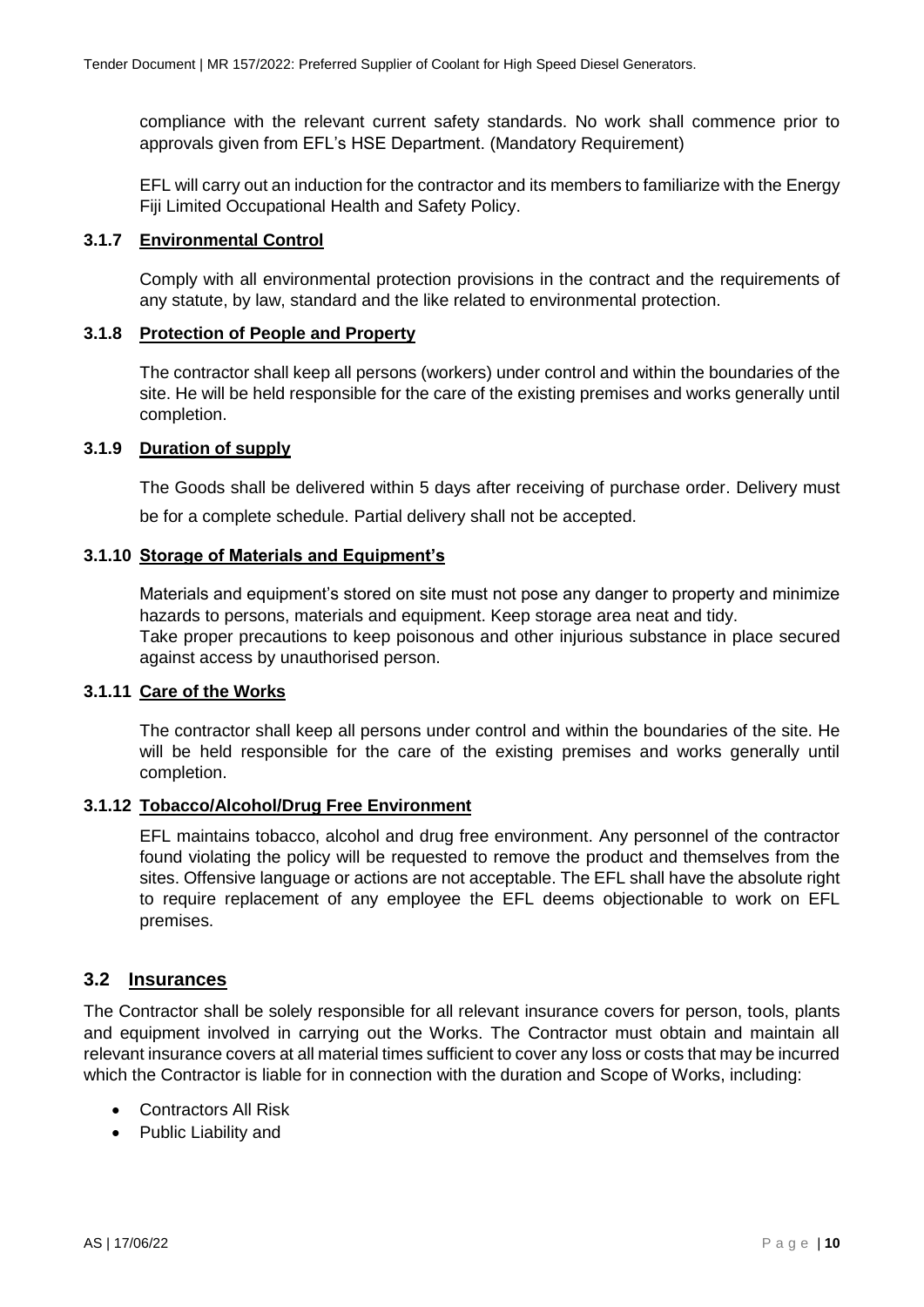compliance with the relevant current safety standards. No work shall commence prior to approvals given from EFL's HSE Department. (Mandatory Requirement)

EFL will carry out an induction for the contractor and its members to familiarize with the Energy Fiji Limited Occupational Health and Safety Policy.

### 3.1.7 Environmental Control

Comply with all environmental protection provisions in the contract and the requirements of any statute, by law, standard and the like related to environmental protection.

### 3.1.8 Protection of People and Property

The contractor shall keep all persons (workers) under control and within the boundaries of the site. He will be held responsible for the care of the existing premises and works generally until completion.

### 3.1.9 Duration of supply

The Goods shall be delivered within 5 days after receiving of purchase order. Delivery must be for a complete schedule. Partial delivery shall not be accepted.

### 3.1.10 Storage of Materials and Equipment's

Materials and equipment's stored on site must not pose any danger to property and minimize hazards to persons, materials and equipment. Keep storage area neat and tidy.
Take proper precautions to keep poisonous and other injurious substance in place secured against access by unauthorised person.

### 3.1.11 Care of the Works

The contractor shall keep all persons under control and within the boundaries of the site. He will be held responsible for the care of the existing premises and works generally until completion.

### 3.1.12 Tobacco/Alcohol/Drug Free Environment

EFL maintains tobacco, alcohol and drug free environment. Any personnel of the contractor found violating the policy will be requested to remove the product and themselves from the sites. Offensive language or actions are not acceptable. The EFL shall have the absolute right to require replacement of any employee the EFL deems objectionable to work on EFL premises.

## 3.2 Insurances

The Contractor shall be solely responsible for all relevant insurance covers for person, tools, plants and equipment involved in carrying out the Works. The Contractor must obtain and maintain all relevant insurance covers at all material times sufficient to cover any loss or costs that may be incurred which the Contractor is liable for in connection with the duration and Scope of Works, including:

- Contractors All Risk
- Public Liability and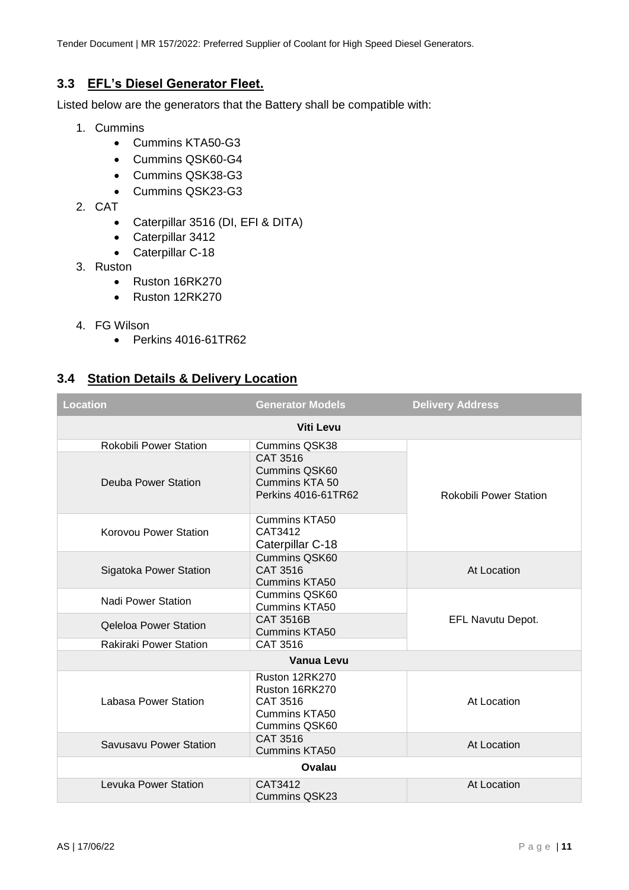### 3.3 EFL's Diesel Generator Fleet.

Listed below are the generators that the Battery shall be compatible with:

1. Cummins
   - Cummins KTA50-G3
   - Cummins QSK60-G4
   - Cummins QSK38-G3
   - Cummins QSK23-G3
2. CAT
   - Caterpillar 3516 (DI, EFI & DITA)
   - Caterpillar 3412
   - Caterpillar C-18
3. Ruston
   - Ruston 16RK270
   - Ruston 12RK270
4. FG Wilson
   - Perkins 4016-61TR62

### 3.4 Station Details & Delivery Location

| Location | Generator Models | Delivery Address |
|---|---|---|
| **Viti Levu** | | |
| Rokobili Power Station | Cummins QSK38 | Rokobili Power Station |
| Deuba Power Station | CAT 3516<br>Cummins QSK60<br>Cummins KTA 50<br>Perkins 4016-61TR62 | Rokobili Power Station |
| Korovou Power Station | Cummins KTA50<br>CAT3412<br>Caterpillar C-18 | Rokobili Power Station |
| Sigatoka Power Station | Cummins QSK60<br>CAT 3516<br>Cummins KTA50 | At Location |
| Nadi Power Station | Cummins QSK60<br>Cummins KTA50 | EFL Navutu Depot. |
| Qeleloa Power Station | CAT 3516B<br>Cummins KTA50 | EFL Navutu Depot. |
| Rakiraki Power Station | CAT 3516 | EFL Navutu Depot. |
| **Vanua Levu** | | |
| Labasa Power Station | Ruston 12RK270<br>Ruston 16RK270<br>CAT 3516<br>Cummins KTA50<br>Cummins QSK60 | At Location |
| Savusavu Power Station | CAT 3516<br>Cummins KTA50 | At Location |
| **Ovalau** | | |
| Levuka Power Station | CAT3412<br>Cummins QSK23 | At Location |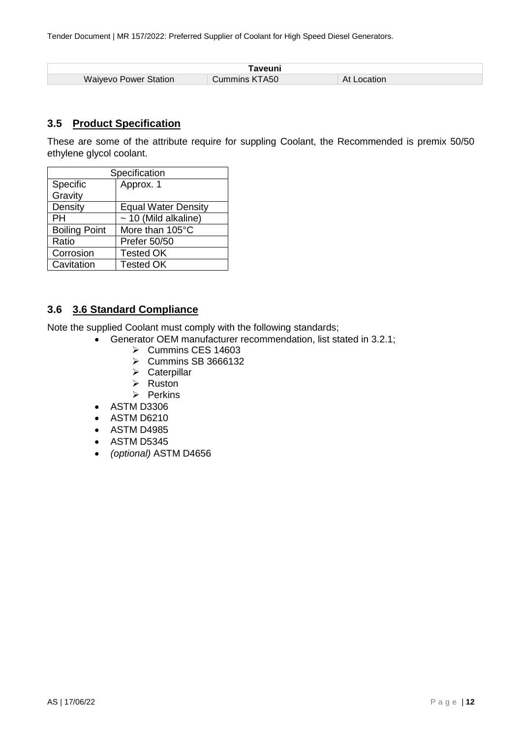| Taveuni | | |
|---|---|---|
| Waiyevo Power Station | Cummins KTA50 | At Location |

## 3.5 Product Specification

These are some of the attribute require for suppling Coolant, the Recommended is premix 50/50 ethylene glycol coolant.

| Specification | |
|---|---|
| Specific Gravity | Approx. 1 |
| Density | Equal Water Density |
| PH | ~ 10 (Mild alkaline) |
| Boiling Point | More than 105°C |
| Ratio | Prefer 50/50 |
| Corrosion | Tested OK |
| Cavitation | Tested OK |

## 3.6 3.6 Standard Compliance

Note the supplied Coolant must comply with the following standards;

- Generator OEM manufacturer recommendation, list stated in 3.2.1;
  - Cummins CES 14603
  - Cummins SB 3666132
  - Caterpillar
  - Ruston
  - Perkins
- ASTM D3306
- ASTM D6210
- ASTM D4985
- ASTM D5345
- *(optional)* ASTM D4656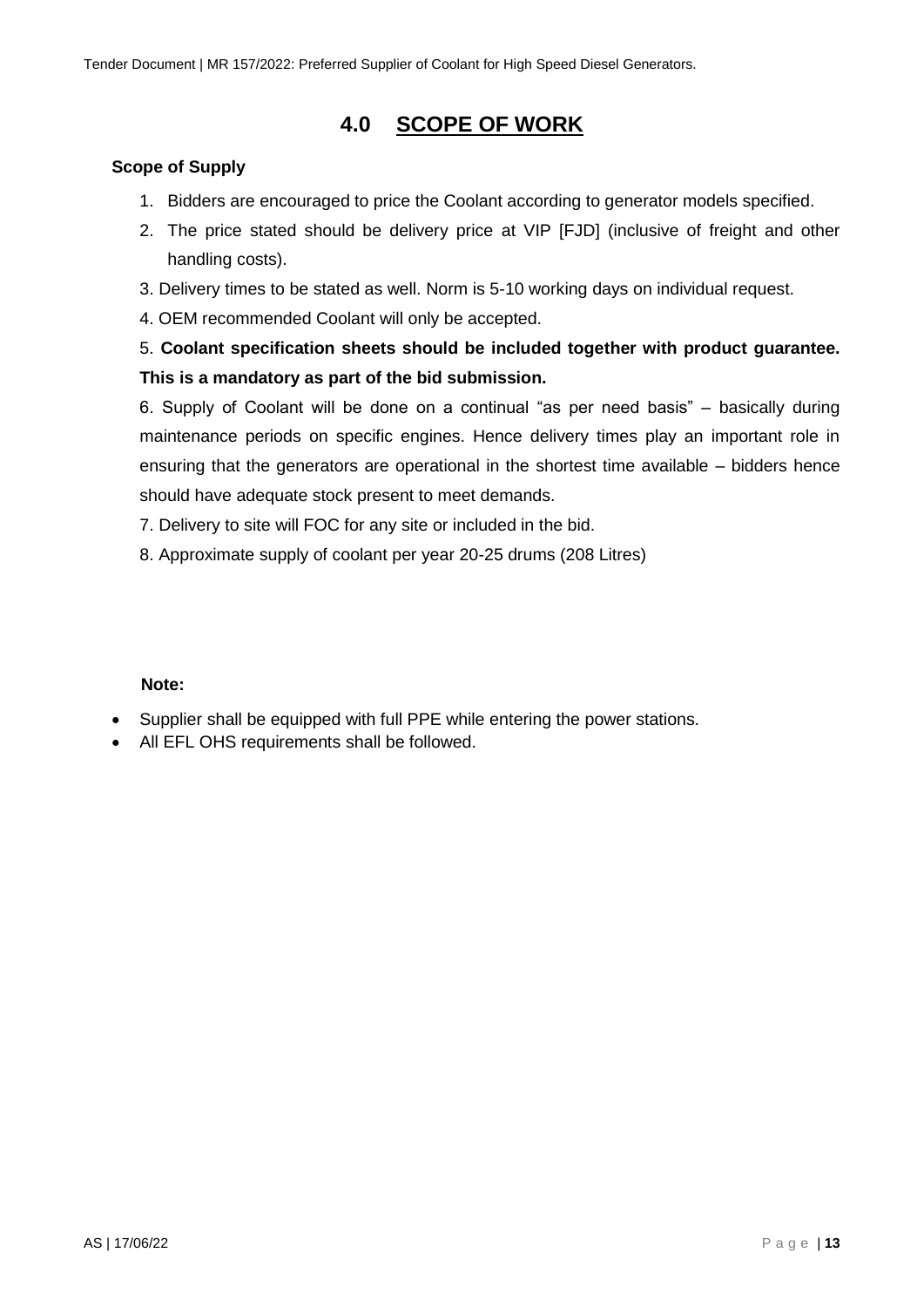# 4.0 SCOPE OF WORK

**Scope of Supply**

1. Bidders are encouraged to price the Coolant according to generator models specified.
2. The price stated should be delivery price at VIP [FJD] (inclusive of freight and other handling costs).
3. Delivery times to be stated as well. Norm is 5-10 working days on individual request.
4. OEM recommended Coolant will only be accepted.
5. **Coolant specification sheets should be included together with product guarantee. This is a mandatory as part of the bid submission.**
6. Supply of Coolant will be done on a continual "as per need basis" – basically during maintenance periods on specific engines. Hence delivery times play an important role in ensuring that the generators are operational in the shortest time available – bidders hence should have adequate stock present to meet demands.
7. Delivery to site will FOC for any site or included in the bid.
8. Approximate supply of coolant per year 20-25 drums (208 Litres)

**Note:**

- Supplier shall be equipped with full PPE while entering the power stations.
- All EFL OHS requirements shall be followed.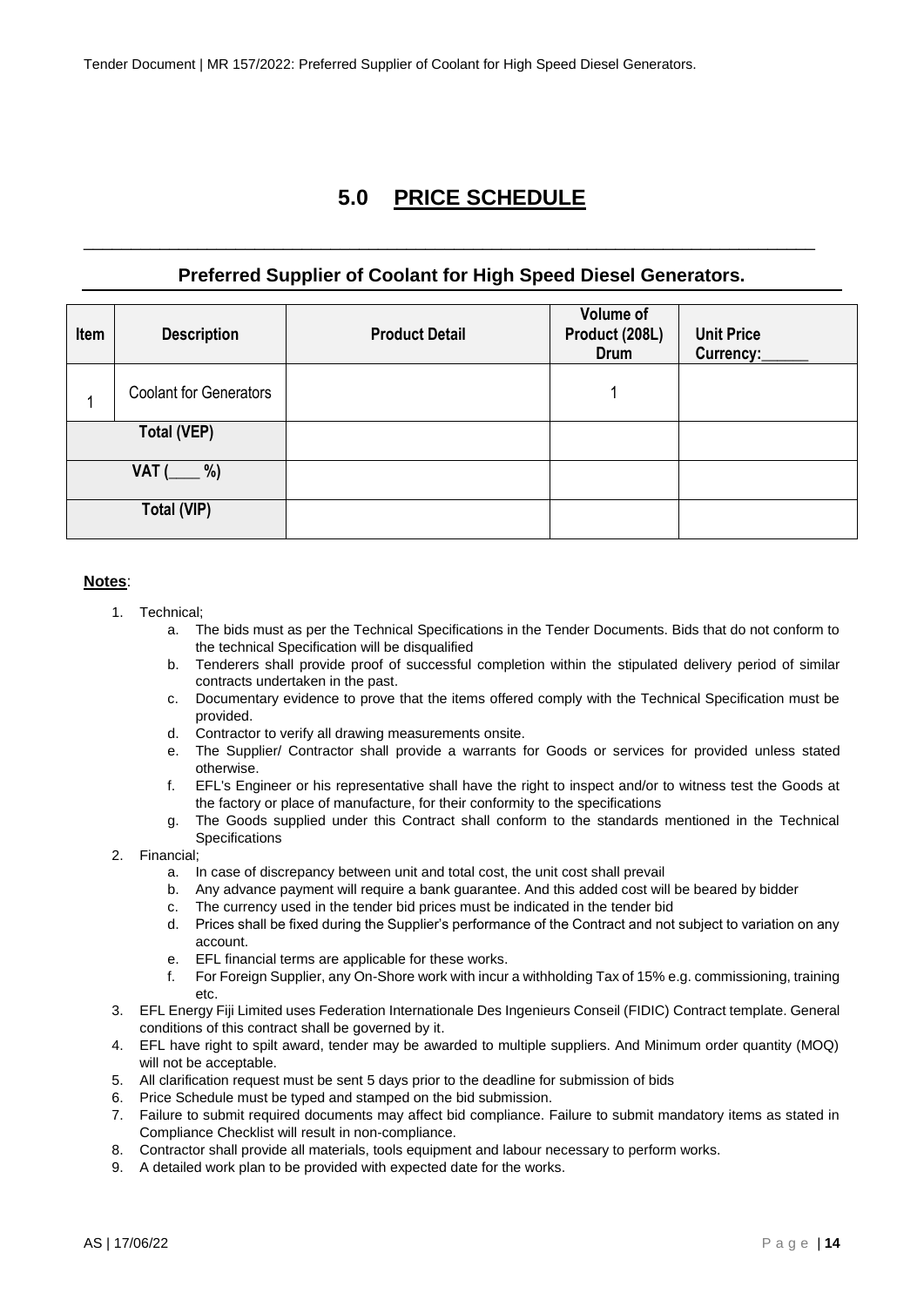# 5.0 PRICE SCHEDULE

## Preferred Supplier of Coolant for High Speed Diesel Generators.

| Item | Description | Product Detail | Volume of Product (208L) Drum | Unit Price Currency:______ |
|---|---|---|---|---|
| 1 | Coolant for Generators | | 1 | |
| Total (VEP) | | | | |
| VAT (____ %) | | | | |
| Total (VIP) | | | | |

**Notes**:

1. Technical;
   a. The bids must as per the Technical Specifications in the Tender Documents. Bids that do not conform to the technical Specification will be disqualified
   b. Tenderers shall provide proof of successful completion within the stipulated delivery period of similar contracts undertaken in the past.
   c. Documentary evidence to prove that the items offered comply with the Technical Specification must be provided.
   d. Contractor to verify all drawing measurements onsite.
   e. The Supplier/ Contractor shall provide a warrants for Goods or services for provided unless stated otherwise.
   f. EFL's Engineer or his representative shall have the right to inspect and/or to witness test the Goods at the factory or place of manufacture, for their conformity to the specifications
   g. The Goods supplied under this Contract shall conform to the standards mentioned in the Technical Specifications
2. Financial;
   a. In case of discrepancy between unit and total cost, the unit cost shall prevail
   b. Any advance payment will require a bank guarantee. And this added cost will be beared by bidder
   c. The currency used in the tender bid prices must be indicated in the tender bid
   d. Prices shall be fixed during the Supplier's performance of the Contract and not subject to variation on any account.
   e. EFL financial terms are applicable for these works.
   f. For Foreign Supplier, any On-Shore work with incur a withholding Tax of 15% e.g. commissioning, training etc.
3. EFL Energy Fiji Limited uses Federation Internationale Des Ingenieurs Conseil (FIDIC) Contract template. General conditions of this contract shall be governed by it.
4. EFL have right to spilt award, tender may be awarded to multiple suppliers. And Minimum order quantity (MOQ) will not be acceptable.
5. All clarification request must be sent 5 days prior to the deadline for submission of bids
6. Price Schedule must be typed and stamped on the bid submission.
7. Failure to submit required documents may affect bid compliance. Failure to submit mandatory items as stated in Compliance Checklist will result in non-compliance.
8. Contractor shall provide all materials, tools equipment and labour necessary to perform works.
9. A detailed work plan to be provided with expected date for the works.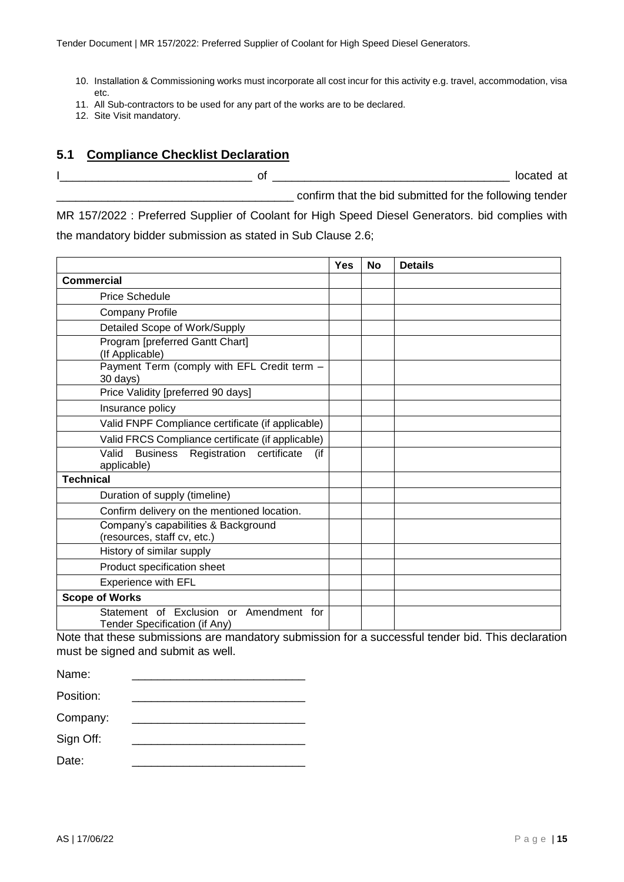10. Installation & Commissioning works must incorporate all cost incur for this activity e.g. travel, accommodation, visa etc.
11. All Sub-contractors to be used for any part of the works are to be declared.
12. Site Visit mandatory.

## 5.1 Compliance Checklist Declaration

I______________________________ of ____________________________________ located at ____________________________________ confirm that the bid submitted for the following tender MR 157/2022 : Preferred Supplier of Coolant for High Speed Diesel Generators. bid complies with the mandatory bidder submission as stated in Sub Clause 2.6;

| | Yes | No | Details |
|---|---|---|---|
| **Commercial** | | | |
| Price Schedule | | | |
| Company Profile | | | |
| Detailed Scope of Work/Supply | | | |
| Program [preferred Gantt Chart] (If Applicable) | | | |
| Payment Term (comply with EFL Credit term – 30 days) | | | |
| Price Validity [preferred 90 days] | | | |
| Insurance policy | | | |
| Valid FNPF Compliance certificate (if applicable) | | | |
| Valid FRCS Compliance certificate (if applicable) | | | |
| Valid Business Registration certificate (if applicable) | | | |
| **Technical** | | | |
| Duration of supply (timeline) | | | |
| Confirm delivery on the mentioned location. | | | |
| Company's capabilities & Background (resources, staff cv, etc.) | | | |
| History of similar supply | | | |
| Product specification sheet | | | |
| Experience with EFL | | | |
| **Scope of Works** | | | |
| Statement of Exclusion or Amendment for Tender Specification (if Any) | | | |

Note that these submissions are mandatory submission for a successful tender bid. This declaration must be signed and submit as well.

Name: ___________________________

Position: ___________________________

Company: ___________________________

Sign Off: ___________________________

Date: ___________________________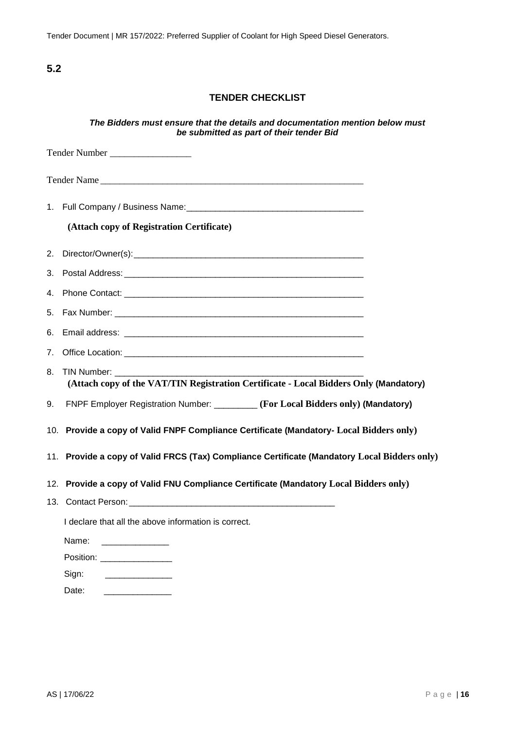## 5.2

### TENDER CHECKLIST

***The Bidders must ensure that the details and documentation mention below must be submitted as part of their tender Bid***

Tender Number _________________

Tender Name ________________________________________________________

1. Full Company / Business Name:_____________________________________

   **(Attach copy of Registration Certificate)**

2. Director/Owner(s):_________________________________________________
3. Postal Address:___________________________________________________
4. Phone Contact: ___________________________________________________
5. Fax Number: _____________________________________________________
6. Email address: ___________________________________________________
7. Office Location: __________________________________________________
8. TIN Number: ______________________________________________________
   **(Attach copy of the VAT/TIN Registration Certificate - Local Bidders Only (Mandatory)**
9. FNPF Employer Registration Number: _________ **(For Local Bidders only) (Mandatory)**
10. **Provide a copy of Valid FNPF Compliance Certificate (Mandatory- Local Bidders only)**
11. **Provide a copy of Valid FRCS (Tax) Compliance Certificate (Mandatory Local Bidders only)**
12. **Provide a copy of Valid FNU Compliance Certificate (Mandatory Local Bidders only)**
13. Contact Person:____________________________________________

I declare that all the above information is correct.

Name: ______________

Position: _______________

Sign: ______________

Date: ______________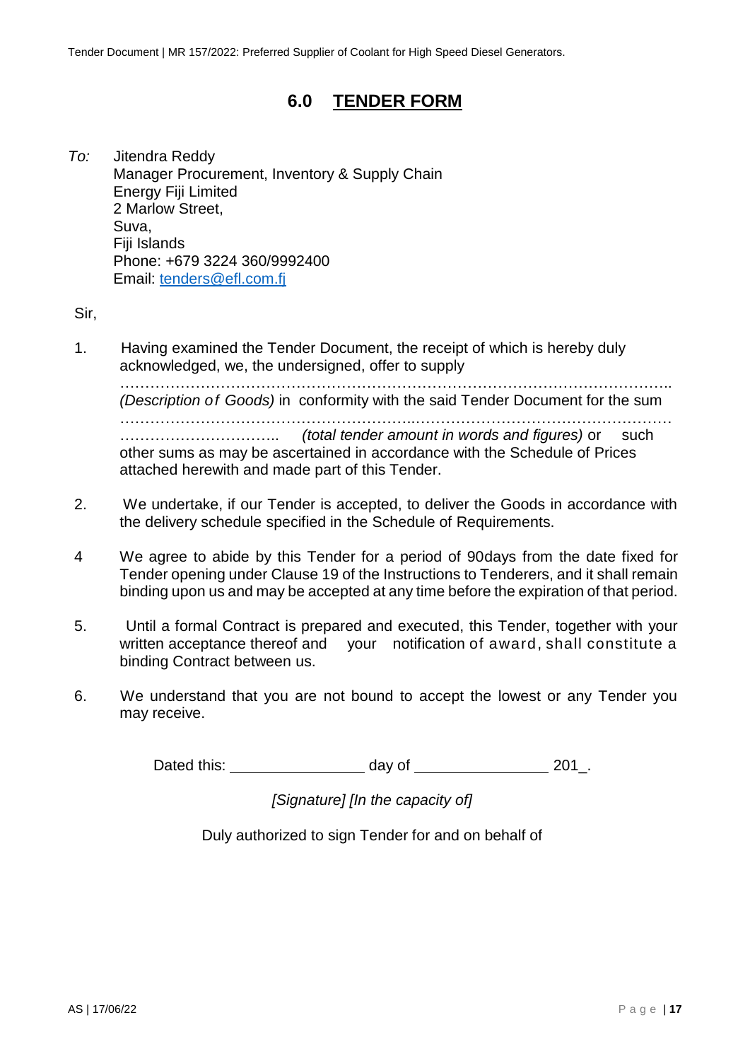# 6.0 TENDER FORM

*To:* Jitendra Reddy
Manager Procurement, Inventory & Supply Chain
Energy Fiji Limited
2 Marlow Street,
Suva,
Fiji Islands
Phone: +679 3224 360/9992400
Email: tenders@efl.com.fj

Sir,

1. Having examined the Tender Document, the receipt of which is hereby duly acknowledged, we, the undersigned, offer to supply …………………………………………………………………………………………………….. *(Description of Goods)* in conformity with the said Tender Document for the sum ………………………………………………………………………………………………………… ………………………….. *(total tender amount in words and figures)* or such other sums as may be ascertained in accordance with the Schedule of Prices attached herewith and made part of this Tender.

2. We undertake, if our Tender is accepted, to deliver the Goods in accordance with the delivery schedule specified in the Schedule of Requirements.

4 We agree to abide by this Tender for a period of 90days from the date fixed for Tender opening under Clause 19 of the Instructions to Tenderers, and it shall remain binding upon us and may be accepted at any time before the expiration of that period.

5. Until a formal Contract is prepared and executed, this Tender, together with your written acceptance thereof and your notification of award, shall constitute a binding Contract between us.

6. We understand that you are not bound to accept the lowest or any Tender you may receive.

Dated this: ________________ day of ________________ 201_.

*[Signature] [In the capacity of]*

Duly authorized to sign Tender for and on behalf of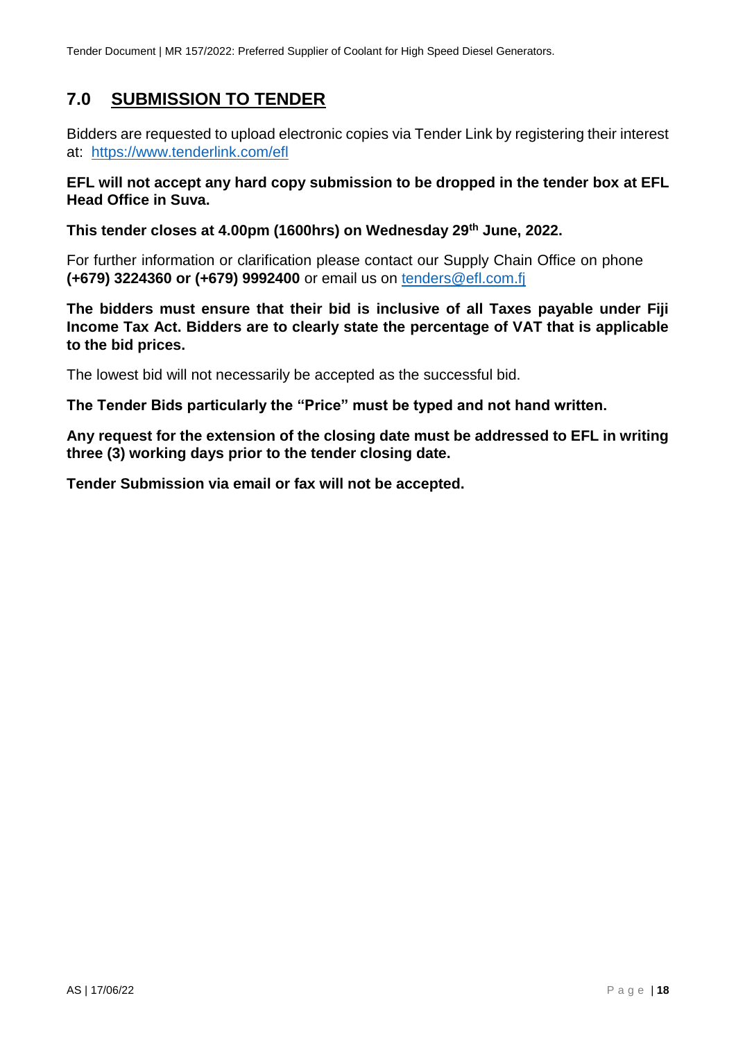## 7.0 SUBMISSION TO TENDER

Bidders are requested to upload electronic copies via Tender Link by registering their interest at: https://www.tenderlink.com/efl

**EFL will not accept any hard copy submission to be dropped in the tender box at EFL Head Office in Suva.**

**This tender closes at 4.00pm (1600hrs) on Wednesday 29th June, 2022.**

For further information or clarification please contact our Supply Chain Office on phone **(+679) 3224360 or (+679) 9992400** or email us on tenders@efl.com.fj

**The bidders must ensure that their bid is inclusive of all Taxes payable under Fiji Income Tax Act. Bidders are to clearly state the percentage of VAT that is applicable to the bid prices.**

The lowest bid will not necessarily be accepted as the successful bid.

**The Tender Bids particularly the "Price" must be typed and not hand written.**

**Any request for the extension of the closing date must be addressed to EFL in writing three (3) working days prior to the tender closing date.**

**Tender Submission via email or fax will not be accepted.**